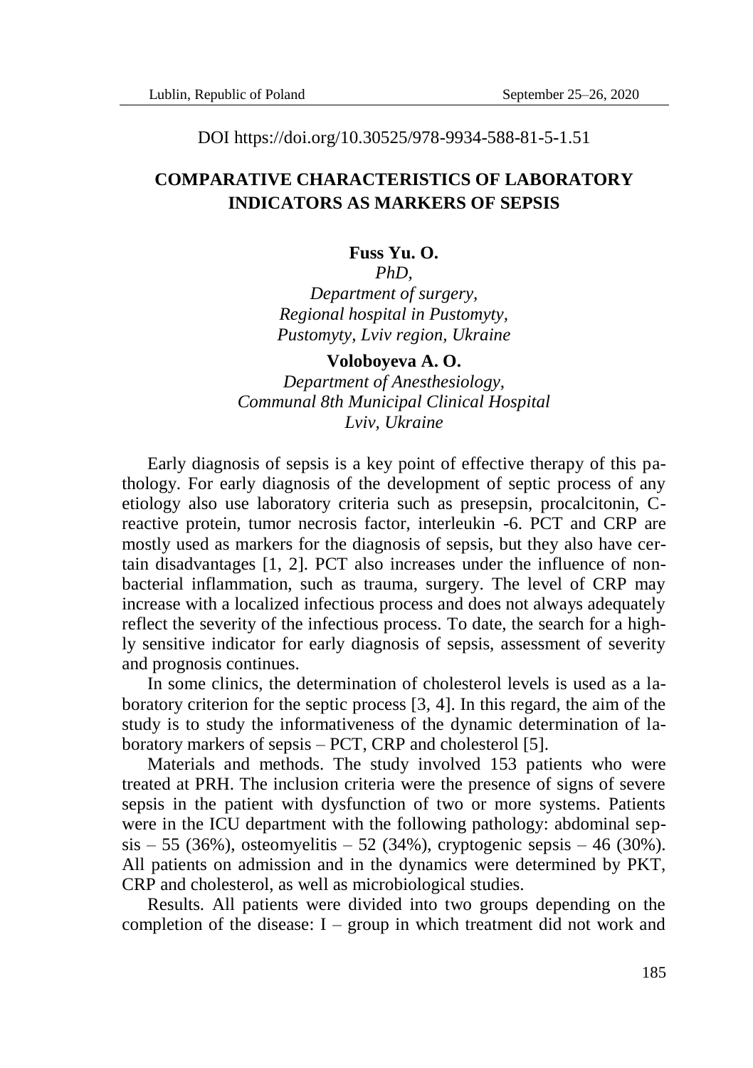DOI https://doi.org/10.30525/978-9934-588-81-5-1.51

# COMPARATIVE CHARACTERISTICS OF LABORATORY INDICATORS AS MARKERS OF SEPSIS

**Fuss Yu. O.**

*PhD,*
*Department of surgery,*
*Regional hospital in Pustomyty,*
*Pustomyty, Lviv region, Ukraine*

**Voloboyeva A. O.**

*Department of Anesthesiology,*
*Communal 8th Municipal Clinical Hospital*
*Lviv, Ukraine*

Early diagnosis of sepsis is a key point of effective therapy of this pathology. For early diagnosis of the development of septic process of any etiology also use laboratory criteria such as presepsin, procalcitonin, C-reactive protein, tumor necrosis factor, interleukin -6. PCT and CRP are mostly used as markers for the diagnosis of sepsis, but they also have certain disadvantages [1, 2]. PCT also increases under the influence of non-bacterial inflammation, such as trauma, surgery. The level of CRP may increase with a localized infectious process and does not always adequately reflect the severity of the infectious process. To date, the search for a highly sensitive indicator for early diagnosis of sepsis, assessment of severity and prognosis continues.

In some clinics, the determination of cholesterol levels is used as a laboratory criterion for the septic process [3, 4]. In this regard, the aim of the study is to study the informativeness of the dynamic determination of laboratory markers of sepsis – PCT, CRP and cholesterol [5].

Materials and methods. The study involved 153 patients who were treated at PRH. The inclusion criteria were the presence of signs of severe sepsis in the patient with dysfunction of two or more systems. Patients were in the ICU department with the following pathology: abdominal sepsis – 55 (36%), osteomyelitis – 52 (34%), cryptogenic sepsis – 46 (30%). All patients on admission and in the dynamics were determined by PKT, CRP and cholesterol, as well as microbiological studies.

Results. All patients were divided into two groups depending on the completion of the disease: I – group in which treatment did not work and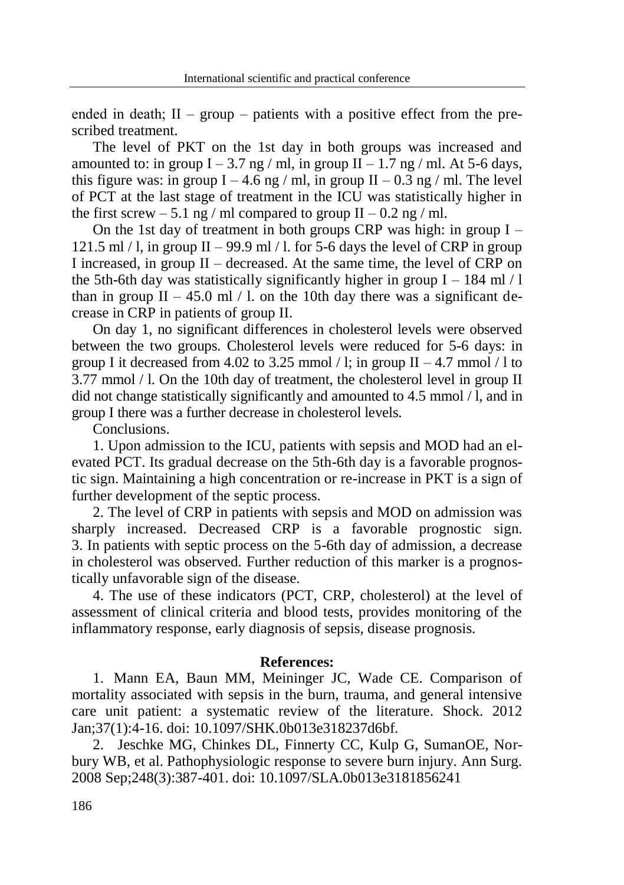ended in death; II – group – patients with a positive effect from the prescribed treatment.

The level of PKT on the 1st day in both groups was increased and amounted to: in group I – 3.7 ng / ml, in group II – 1.7 ng / ml. At 5-6 days, this figure was: in group I – 4.6 ng / ml, in group II – 0.3 ng / ml. The level of PCT at the last stage of treatment in the ICU was statistically higher in the first screw – 5.1 ng / ml compared to group II – 0.2 ng / ml.

On the 1st day of treatment in both groups CRP was high: in group I – 121.5 ml / l, in group II – 99.9 ml / l. for 5-6 days the level of CRP in group I increased, in group II – decreased. At the same time, the level of CRP on the 5th-6th day was statistically significantly higher in group I – 184 ml / l than in group II – 45.0 ml / l. on the 10th day there was a significant decrease in CRP in patients of group II.

On day 1, no significant differences in cholesterol levels were observed between the two groups. Cholesterol levels were reduced for 5-6 days: in group I it decreased from 4.02 to 3.25 mmol / l; in group II – 4.7 mmol / l to 3.77 mmol / l. On the 10th day of treatment, the cholesterol level in group II did not change statistically significantly and amounted to 4.5 mmol / l, and in group I there was a further decrease in cholesterol levels.

Conclusions.

1. Upon admission to the ICU, patients with sepsis and MOD had an elevated PCT. Its gradual decrease on the 5th-6th day is a favorable prognostic sign. Maintaining a high concentration or re-increase in PKT is a sign of further development of the septic process.

2. The level of CRP in patients with sepsis and MOD on admission was sharply increased. Decreased CRP is a favorable prognostic sign. 3. In patients with septic process on the 5-6th day of admission, a decrease in cholesterol was observed. Further reduction of this marker is a prognostically unfavorable sign of the disease.

4. The use of these indicators (PCT, CRP, cholesterol) at the level of assessment of clinical criteria and blood tests, provides monitoring of the inflammatory response, early diagnosis of sepsis, disease prognosis.

**References:**

1. Mann EA, Baun MM, Meininger JC, Wade CE. Comparison of mortality associated with sepsis in the burn, trauma, and general intensive care unit patient: a systematic review of the literature. Shock. 2012 Jan;37(1):4-16. doi: 10.1097/SHK.0b013e318237d6bf.

2. Jeschke MG, Chinkes DL, Finnerty CC, Kulp G, SumanOE, Norbury WB, et al. Pathophysiologic response to severe burn injury. Ann Surg. 2008 Sep;248(3):387-401. doi: 10.1097/SLA.0b013e3181856241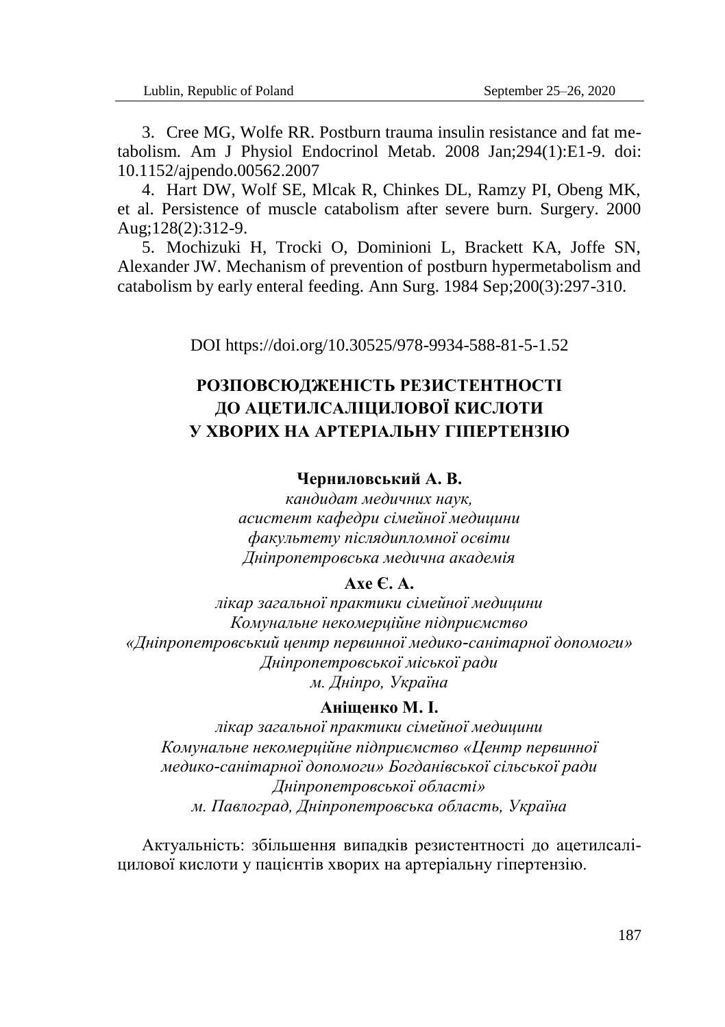3. Cree MG, Wolfe RR. Postburn trauma insulin resistance and fat metabolism. Am J Physiol Endocrinol Metab. 2008 Jan;294(1):E1-9. doi: 10.1152/ajpendo.00562.2007

4. Hart DW, Wolf SE, Mlcak R, Chinkes DL, Ramzy PI, Obeng MK, et al. Persistence of muscle catabolism after severe burn. Surgery. 2000 Aug;128(2):312-9.

5. Mochizuki H, Trocki O, Dominioni L, Brackett KA, Joffe SN, Alexander JW. Mechanism of prevention of postburn hypermetabolism and catabolism by early enteral feeding. Ann Surg. 1984 Sep;200(3):297-310.

DOI https://doi.org/10.30525/978-9934-588-81-5-1.52

# РОЗПОВСЮДЖЕНІСТЬ РЕЗИСТЕНТНОСТІ ДО АЦЕТИЛСАЛІЦИЛОВОЇ КИСЛОТИ У ХВОРИХ НА АРТЕРІАЛЬНУ ГІПЕРТЕНЗІЮ

**Черниловський А. В.**

*кандидат медичних наук,*
*асистент кафедри сімейної медицини*
*факультету післядипломної освіти*
*Дніпропетровська медична академія*

**Axe Є. А.**

*лікар загальної практики сімейної медицини*
*Комунальне некомерційне підприємство*
*«Дніпропетровський центр первинної медико-санітарної допомоги»*
*Дніпропетровської міської ради*
*м. Дніпро, Україна*

**Аніщенко М. І.**

*лікар загальної практики сімейної медицини*
*Комунальне некомерційне підприємство «Центр первинної медико-санітарної допомоги» Богданівської сільської ради Дніпропетровської області»*
*м. Павлоград, Дніпропетровська область, Україна*

Актуальність: збільшення випадків резистентності до ацетилсаліцилової кислоти у пацієнтів хворих на артеріальну гіпертензію.